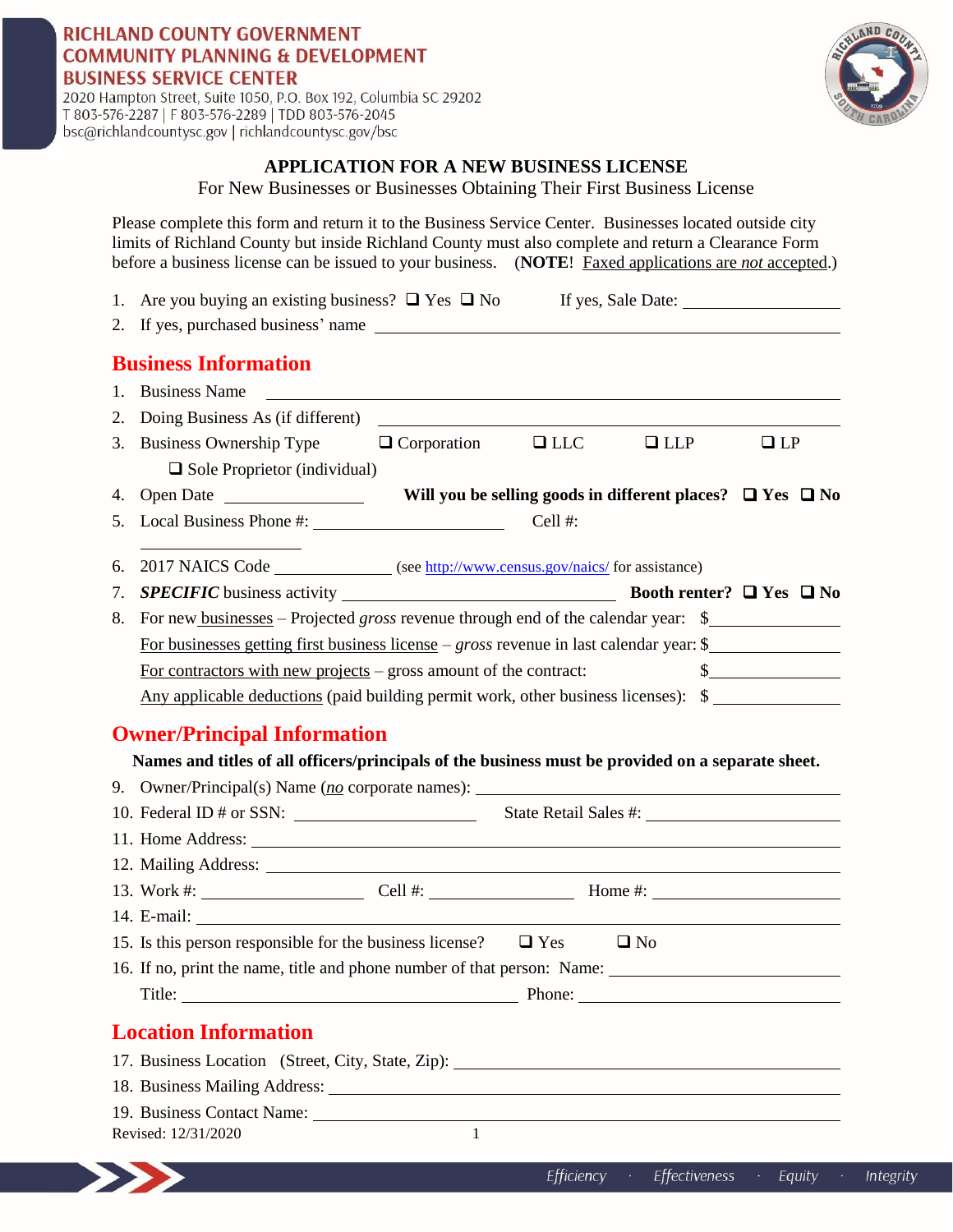**RICHLAND COUNTY GOVERNMENT**
**COMMUNITY PLANNING & DEVELOPMENT**
**BUSINESS SERVICE CENTER**

2020 Hampton Street, Suite 1050, P.O. Box 192, Columbia SC 29202
T 803-576-2287 | F 803-576-2289 | TDD 803-576-2045
bsc@richlandcountysc.gov | richlandcountysc.gov/bsc

# APPLICATION FOR A NEW BUSINESS LICENSE

For New Businesses or Businesses Obtaining Their First Business License

Please complete this form and return it to the Business Service Center. Businesses located outside city limits of Richland County but inside Richland County must also complete and return a Clearance Form before a business license can be issued to your business. (**NOTE**! Faxed applications are *not* accepted.)

1. Are you buying an existing business? ❑ Yes ❑ No If yes, Sale Date: ____________
2. If yes, purchased business' name ____________

## Business Information

1. Business Name ____________
2. Doing Business As (if different) ____________
3. Business Ownership Type ❑ Corporation ❑ LLC ❑ LLP ❑ LP ❑ Sole Proprietor (individual)
4. Open Date ____________ **Will you be selling goods in different places? ❑ Yes ❑ No**
5. Local Business Phone #: ____________ Cell #: ____________
6. 2017 NAICS Code ____________ (see http://www.census.gov/naics/ for assistance)
7. ***SPECIFIC*** business activity ____________ **Booth renter? ❑ Yes ❑ No**
8. For new businesses – Projected *gross* revenue through end of the calendar year: $____________
   For businesses getting first business license – *gross* revenue in last calendar year: $____________
   For contractors with new projects – gross amount of the contract: $____________
   Any applicable deductions (paid building permit work, other business licenses): $____________

## Owner/Principal Information

**Names and titles of all officers/principals of the business must be provided on a separate sheet.**

9. Owner/Principal(s) Name (*no* corporate names): ____________
10. Federal ID # or SSN: ____________ State Retail Sales #: ____________
11. Home Address: ____________
12. Mailing Address: ____________
13. Work #: ____________ Cell #: ____________ Home #: ____________
14. E-mail: ____________
15. Is this person responsible for the business license? ❑ Yes ❑ No
16. If no, print the name, title and phone number of that person: Name: ____________
    Title: ____________ Phone: ____________

## Location Information

17. Business Location (Street, City, State, Zip): ____________
18. Business Mailing Address: ____________
19. Business Contact Name: ____________

Revised: 12/31/2020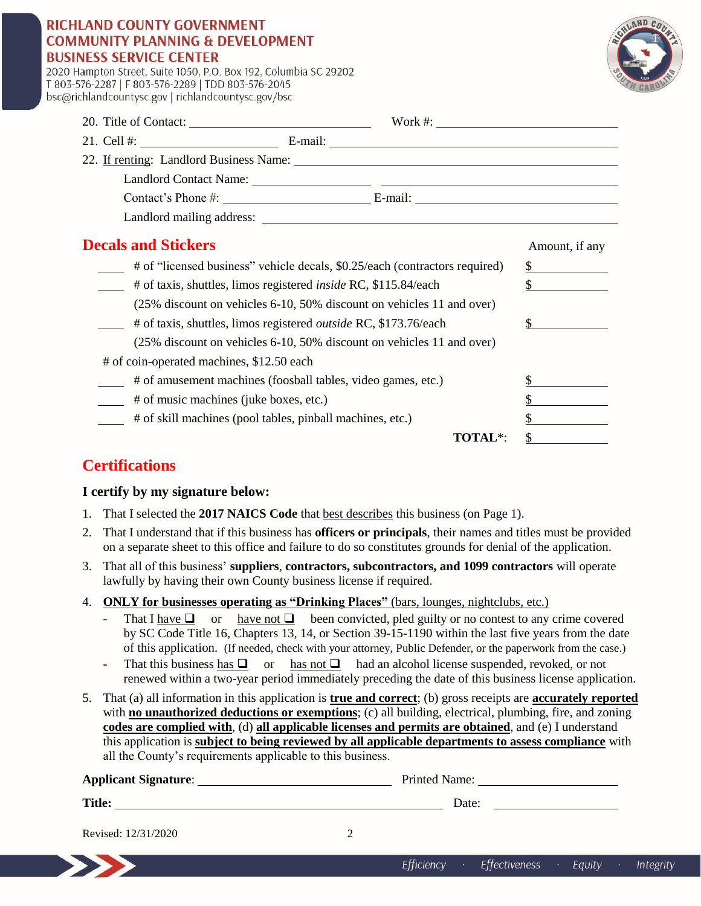RICHLAND COUNTY GOVERNMENT
COMMUNITY PLANNING & DEVELOPMENT
BUSINESS SERVICE CENTER

2020 Hampton Street, Suite 1050, P.O. Box 192, Columbia SC 29202
T 803-576-2287 | F 803-576-2289 | TDD 803-576-2045
bsc@richlandcountysc.gov | richlandcountysc.gov/bsc

20. Title of Contact: ______________________ Work #: ______________________

21. Cell #: __________________ E-mail: ______________________________________

22. If renting: Landlord Business Name: ______________________________________

Landlord Contact Name: ________________ ______________________________

Contact's Phone #: ____________________ E-mail: ________________________

Landlord mailing address: ______________________________________________

## Decals and Stickers

| | | Amount, if any |
|---|---|---|
| ____ | # of "licensed business" vehicle decals, $0.25/each (contractors required) | $ ________ |
| ____ | # of taxis, shuttles, limos registered *inside* RC, $115.84/each (25% discount on vehicles 6-10, 50% discount on vehicles 11 and over) | $ ________ |
| ____ | # of taxis, shuttles, limos registered *outside* RC, $173.76/each (25% discount on vehicles 6-10, 50% discount on vehicles 11 and over) | $ ________ |
| # of coin-operated machines, $12.50 each | | |
| ____ | # of amusement machines (foosball tables, video games, etc.) | $ ________ |
| ____ | # of music machines (juke boxes, etc.) | $ ________ |
| ____ | # of skill machines (pool tables, pinball machines, etc.) | $ ________ |
| | **TOTAL***: | $ ________ |

## Certifications

**I certify by my signature below:**

1. That I selected the **2017 NAICS Code** that best describes this business (on Page 1).
2. That I understand that if this business has **officers or principals**, their names and titles must be provided on a separate sheet to this office and failure to do so constitutes grounds for denial of the application.
3. That all of this business' **suppliers**, **contractors, subcontractors, and 1099 contractors** will operate lawfully by having their own County business license if required.
4. **ONLY for businesses operating as "Drinking Places"** (bars, lounges, nightclubs, etc.)
   - That I have ❑ or have not ❑ been convicted, pled guilty or no contest to any crime covered by SC Code Title 16, Chapters 13, 14, or Section 39-15-1190 within the last five years from the date of this application. (If needed, check with your attorney, Public Defender, or the paperwork from the case.)
   - That this business has ❑ or has not ❑ had an alcohol license suspended, revoked, or not renewed within a two-year period immediately preceding the date of this business license application.
5. That (a) all information in this application is **true and correct**; (b) gross receipts are **accurately reported** with **no unauthorized deductions or exemptions**; (c) all building, electrical, plumbing, fire, and zoning **codes are complied with**, (d) **all applicable licenses and permits are obtained**, and (e) I understand this application is **subject to being reviewed by all applicable departments to assess compliance** with all the County's requirements applicable to this business.

**Applicant Signature**: __________________________ Printed Name: ____________________

**Title:** ________________________________________ Date: ________________

Revised: 12/31/2020